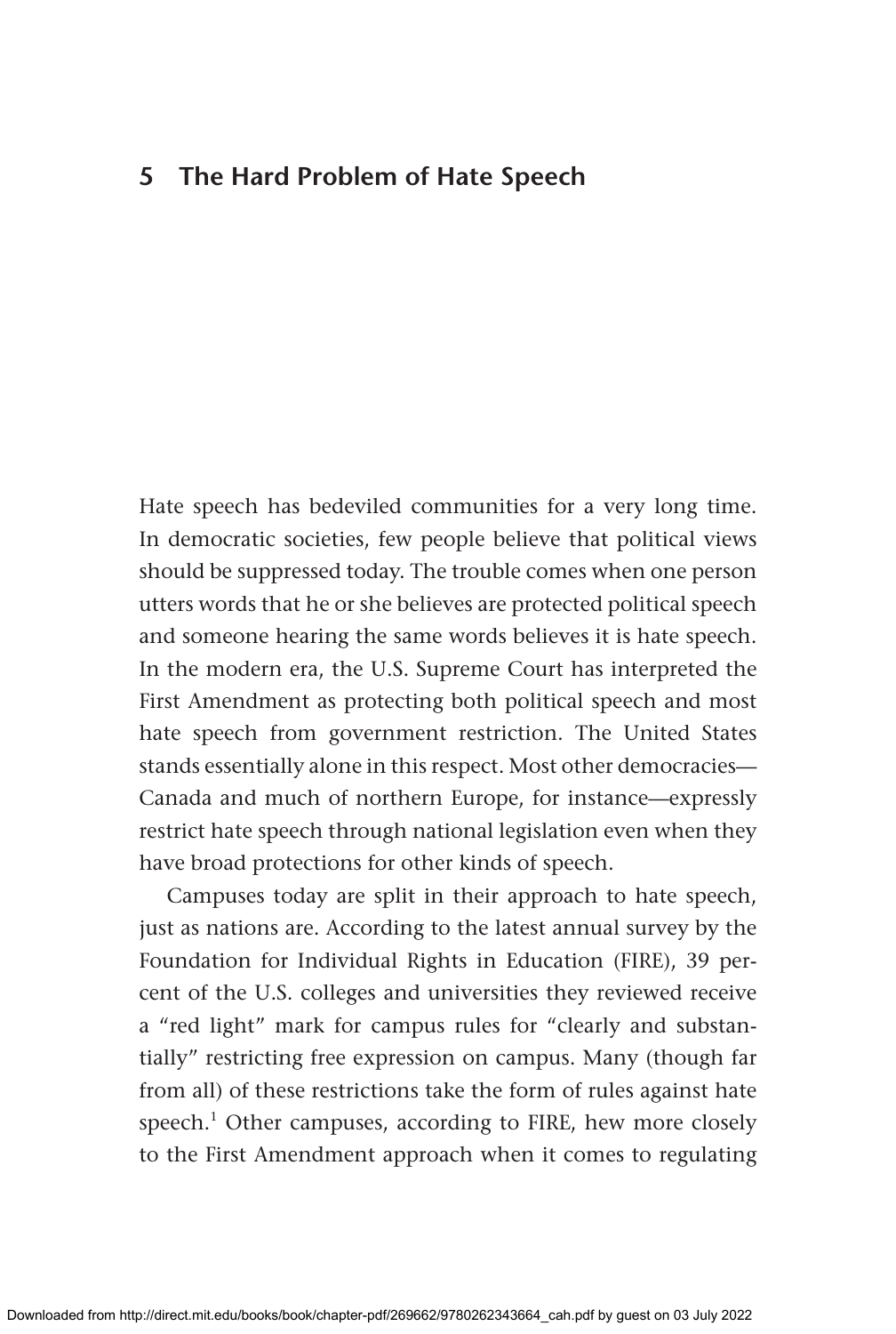# 5 The Hard Problem of Hate Speech

Hate speech has bedeviled communities for a very long time. In democratic societies, few people believe that political views should be suppressed today. The trouble comes when one person utters words that he or she believes are protected political speech and someone hearing the same words believes it is hate speech. In the modern era, the U.S. Supreme Court has interpreted the First Amendment as protecting both political speech and most hate speech from government restriction. The United States stands essentially alone in this respect. Most other democracies—Canada and much of northern Europe, for instance—expressly restrict hate speech through national legislation even when they have broad protections for other kinds of speech.

Campuses today are split in their approach to hate speech, just as nations are. According to the latest annual survey by the Foundation for Individual Rights in Education (FIRE), 39 percent of the U.S. colleges and universities they reviewed receive a "red light" mark for campus rules for "clearly and substantially" restricting free expression on campus. Many (though far from all) of these restrictions take the form of rules against hate speech.[1] Other campuses, according to FIRE, hew more closely to the First Amendment approach when it comes to regulating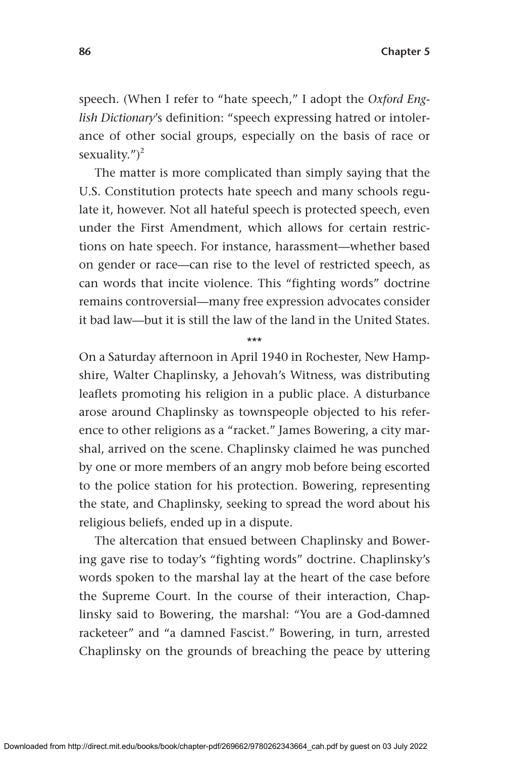speech. (When I refer to "hate speech," I adopt the *Oxford English Dictionary*'s definition: "speech expressing hatred or intolerance of other social groups, especially on the basis of race or sexuality.")[2]

The matter is more complicated than simply saying that the U.S. Constitution protects hate speech and many schools regulate it, however. Not all hateful speech is protected speech, even under the First Amendment, which allows for certain restrictions on hate speech. For instance, harassment—whether based on gender or race—can rise to the level of restricted speech, as can words that incite violence. This "fighting words" doctrine remains controversial—many free expression advocates consider it bad law—but it is still the law of the land in the United States.

***

On a Saturday afternoon in April 1940 in Rochester, New Hampshire, Walter Chaplinsky, a Jehovah's Witness, was distributing leaflets promoting his religion in a public place. A disturbance arose around Chaplinsky as townspeople objected to his reference to other religions as a "racket." James Bowering, a city marshal, arrived on the scene. Chaplinsky claimed he was punched by one or more members of an angry mob before being escorted to the police station for his protection. Bowering, representing the state, and Chaplinsky, seeking to spread the word about his religious beliefs, ended up in a dispute.

The altercation that ensued between Chaplinsky and Bowering gave rise to today's "fighting words" doctrine. Chaplinsky's words spoken to the marshal lay at the heart of the case before the Supreme Court. In the course of their interaction, Chaplinsky said to Bowering, the marshal: "You are a God-damned racketeer" and "a damned Fascist." Bowering, in turn, arrested Chaplinsky on the grounds of breaching the peace by uttering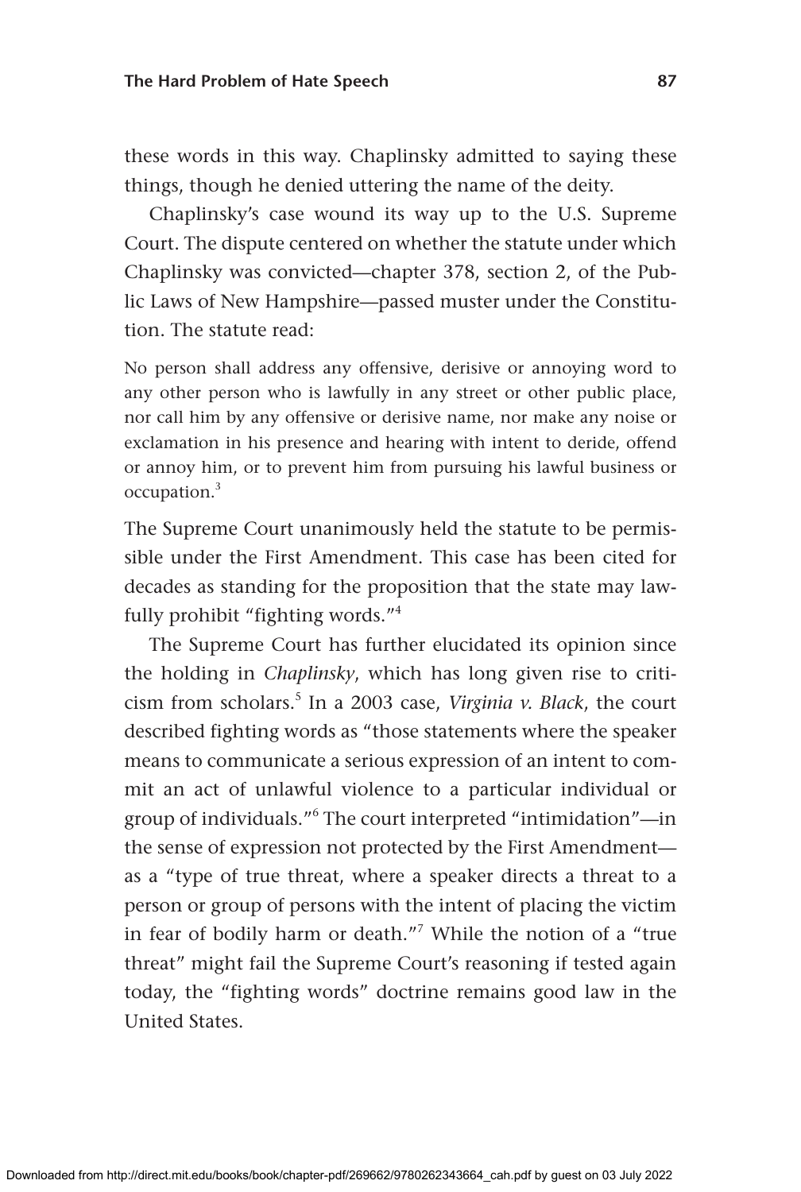these words in this way. Chaplinsky admitted to saying these things, though he denied uttering the name of the deity.

Chaplinsky's case wound its way up to the U.S. Supreme Court. The dispute centered on whether the statute under which Chaplinsky was convicted—chapter 378, section 2, of the Public Laws of New Hampshire—passed muster under the Constitution. The statute read:

> No person shall address any offensive, derisive or annoying word to any other person who is lawfully in any street or other public place, nor call him by any offensive or derisive name, nor make any noise or exclamation in his presence and hearing with intent to deride, offend or annoy him, or to prevent him from pursuing his lawful business or occupation.[3]

The Supreme Court unanimously held the statute to be permissible under the First Amendment. This case has been cited for decades as standing for the proposition that the state may lawfully prohibit "fighting words."[4]

The Supreme Court has further elucidated its opinion since the holding in *Chaplinsky*, which has long given rise to criticism from scholars.[5] In a 2003 case, *Virginia v. Black*, the court described fighting words as "those statements where the speaker means to communicate a serious expression of an intent to commit an act of unlawful violence to a particular individual or group of individuals."[6] The court interpreted "intimidation"—in the sense of expression not protected by the First Amendment—as a "type of true threat, where a speaker directs a threat to a person or group of persons with the intent of placing the victim in fear of bodily harm or death."[7] While the notion of a "true threat" might fail the Supreme Court's reasoning if tested again today, the "fighting words" doctrine remains good law in the United States.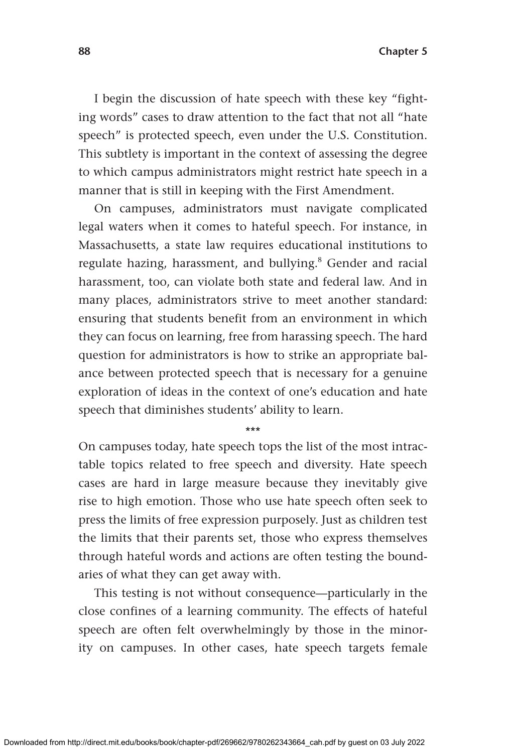I begin the discussion of hate speech with these key "fighting words" cases to draw attention to the fact that not all "hate speech" is protected speech, even under the U.S. Constitution. This subtlety is important in the context of assessing the degree to which campus administrators might restrict hate speech in a manner that is still in keeping with the First Amendment.

On campuses, administrators must navigate complicated legal waters when it comes to hateful speech. For instance, in Massachusetts, a state law requires educational institutions to regulate hazing, harassment, and bullying.[8] Gender and racial harassment, too, can violate both state and federal law. And in many places, administrators strive to meet another standard: ensuring that students benefit from an environment in which they can focus on learning, free from harassing speech. The hard question for administrators is how to strike an appropriate balance between protected speech that is necessary for a genuine exploration of ideas in the context of one's education and hate speech that diminishes students' ability to learn.

***

On campuses today, hate speech tops the list of the most intractable topics related to free speech and diversity. Hate speech cases are hard in large measure because they inevitably give rise to high emotion. Those who use hate speech often seek to press the limits of free expression purposely. Just as children test the limits that their parents set, those who express themselves through hateful words and actions are often testing the boundaries of what they can get away with.

This testing is not without consequence—particularly in the close confines of a learning community. The effects of hateful speech are often felt overwhelmingly by those in the minority on campuses. In other cases, hate speech targets female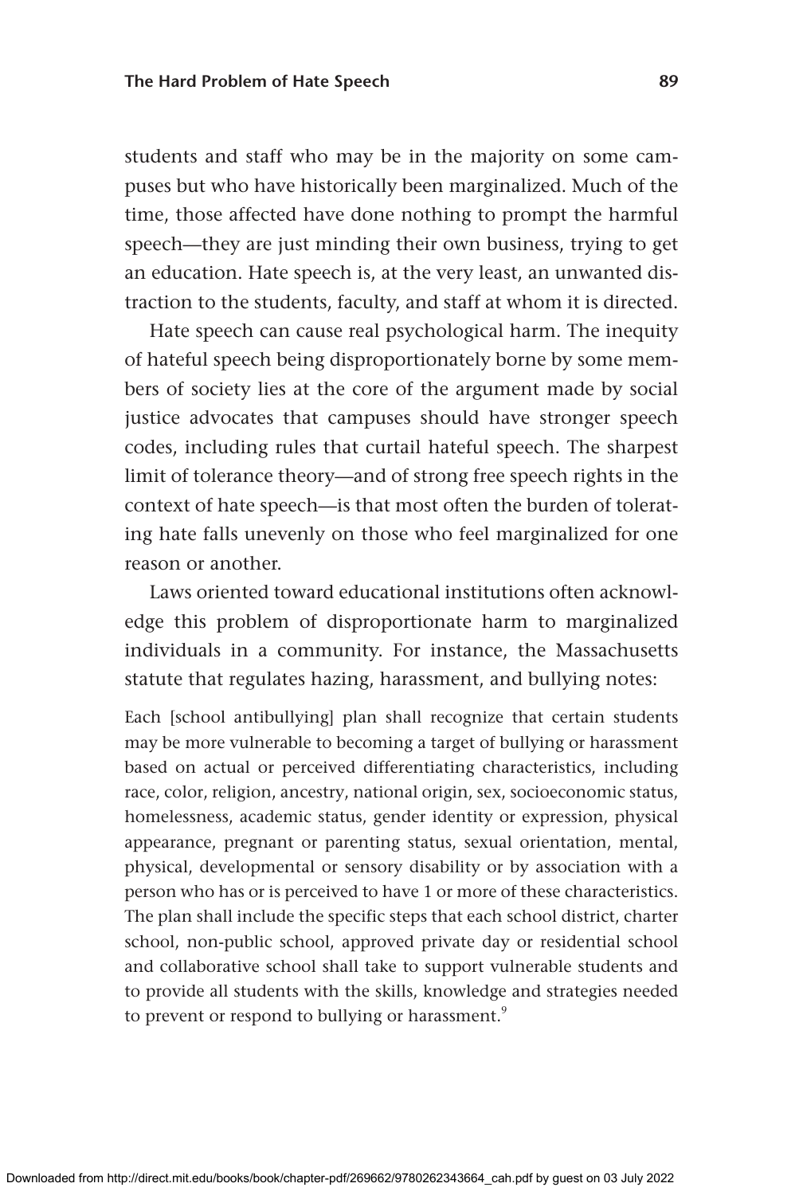students and staff who may be in the majority on some campuses but who have historically been marginalized. Much of the time, those affected have done nothing to prompt the harmful speech—they are just minding their own business, trying to get an education. Hate speech is, at the very least, an unwanted distraction to the students, faculty, and staff at whom it is directed.

Hate speech can cause real psychological harm. The inequity of hateful speech being disproportionately borne by some members of society lies at the core of the argument made by social justice advocates that campuses should have stronger speech codes, including rules that curtail hateful speech. The sharpest limit of tolerance theory—and of strong free speech rights in the context of hate speech—is that most often the burden of tolerating hate falls unevenly on those who feel marginalized for one reason or another.

Laws oriented toward educational institutions often acknowledge this problem of disproportionate harm to marginalized individuals in a community. For instance, the Massachusetts statute that regulates hazing, harassment, and bullying notes:

> Each [school antibullying] plan shall recognize that certain students may be more vulnerable to becoming a target of bullying or harassment based on actual or perceived differentiating characteristics, including race, color, religion, ancestry, national origin, sex, socioeconomic status, homelessness, academic status, gender identity or expression, physical appearance, pregnant or parenting status, sexual orientation, mental, physical, developmental or sensory disability or by association with a person who has or is perceived to have 1 or more of these characteristics. The plan shall include the specific steps that each school district, charter school, non-public school, approved private day or residential school and collaborative school shall take to support vulnerable students and to provide all students with the skills, knowledge and strategies needed to prevent or respond to bullying or harassment.[9]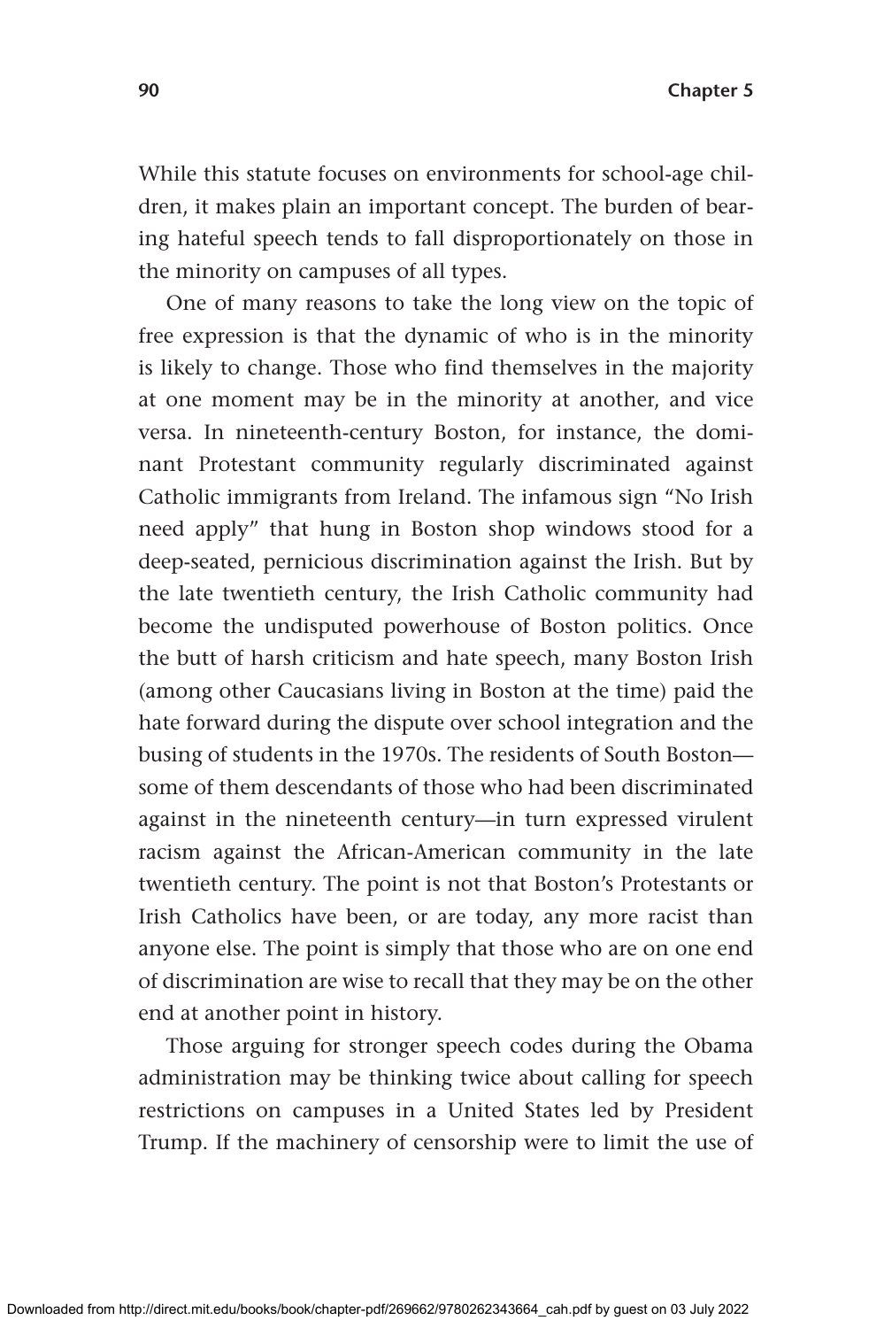While this statute focuses on environments for school-age children, it makes plain an important concept. The burden of bearing hateful speech tends to fall disproportionately on those in the minority on campuses of all types.

One of many reasons to take the long view on the topic of free expression is that the dynamic of who is in the minority is likely to change. Those who find themselves in the majority at one moment may be in the minority at another, and vice versa. In nineteenth-century Boston, for instance, the dominant Protestant community regularly discriminated against Catholic immigrants from Ireland. The infamous sign "No Irish need apply" that hung in Boston shop windows stood for a deep-seated, pernicious discrimination against the Irish. But by the late twentieth century, the Irish Catholic community had become the undisputed powerhouse of Boston politics. Once the butt of harsh criticism and hate speech, many Boston Irish (among other Caucasians living in Boston at the time) paid the hate forward during the dispute over school integration and the busing of students in the 1970s. The residents of South Boston—some of them descendants of those who had been discriminated against in the nineteenth century—in turn expressed virulent racism against the African-American community in the late twentieth century. The point is not that Boston's Protestants or Irish Catholics have been, or are today, any more racist than anyone else. The point is simply that those who are on one end of discrimination are wise to recall that they may be on the other end at another point in history.

Those arguing for stronger speech codes during the Obama administration may be thinking twice about calling for speech restrictions on campuses in a United States led by President Trump. If the machinery of censorship were to limit the use of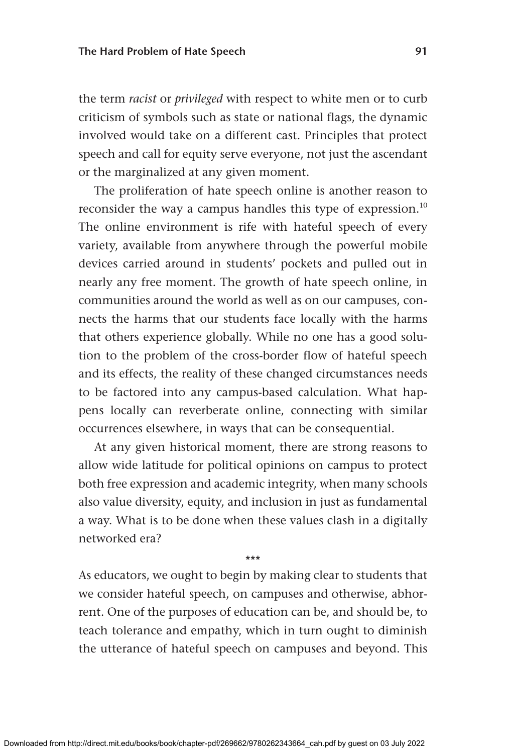the term *racist* or *privileged* with respect to white men or to curb criticism of symbols such as state or national flags, the dynamic involved would take on a different cast. Principles that protect speech and call for equity serve everyone, not just the ascendant or the marginalized at any given moment.

The proliferation of hate speech online is another reason to reconsider the way a campus handles this type of expression.[10] The online environment is rife with hateful speech of every variety, available from anywhere through the powerful mobile devices carried around in students' pockets and pulled out in nearly any free moment. The growth of hate speech online, in communities around the world as well as on our campuses, connects the harms that our students face locally with the harms that others experience globally. While no one has a good solution to the problem of the cross-border flow of hateful speech and its effects, the reality of these changed circumstances needs to be factored into any campus-based calculation. What happens locally can reverberate online, connecting with similar occurrences elsewhere, in ways that can be consequential.

At any given historical moment, there are strong reasons to allow wide latitude for political opinions on campus to protect both free expression and academic integrity, when many schools also value diversity, equity, and inclusion in just as fundamental a way. What is to be done when these values clash in a digitally networked era?

***

As educators, we ought to begin by making clear to students that we consider hateful speech, on campuses and otherwise, abhorrent. One of the purposes of education can be, and should be, to teach tolerance and empathy, which in turn ought to diminish the utterance of hateful speech on campuses and beyond. This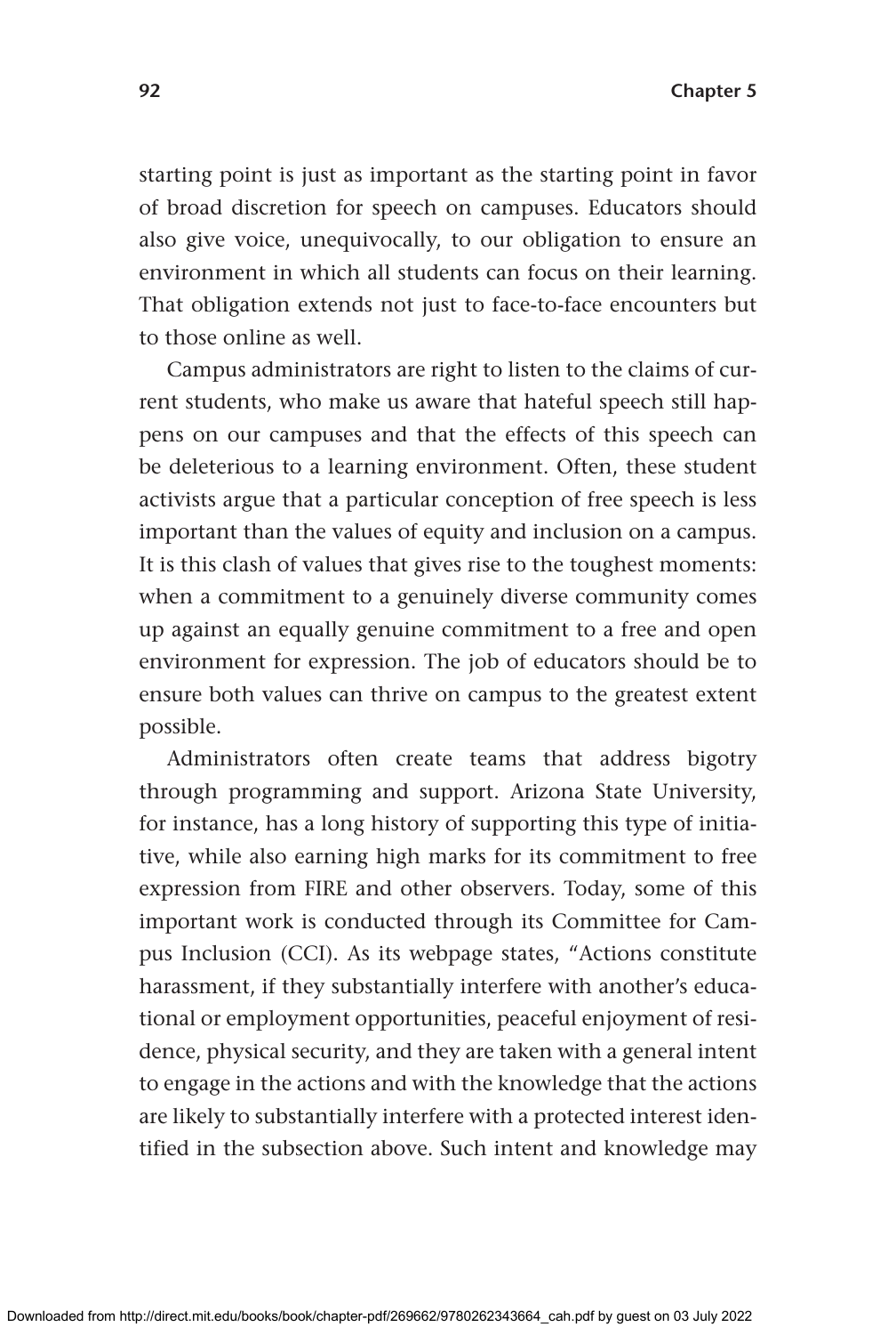starting point is just as important as the starting point in favor of broad discretion for speech on campuses. Educators should also give voice, unequivocally, to our obligation to ensure an environment in which all students can focus on their learning. That obligation extends not just to face-to-face encounters but to those online as well.

Campus administrators are right to listen to the claims of current students, who make us aware that hateful speech still happens on our campuses and that the effects of this speech can be deleterious to a learning environment. Often, these student activists argue that a particular conception of free speech is less important than the values of equity and inclusion on a campus. It is this clash of values that gives rise to the toughest moments: when a commitment to a genuinely diverse community comes up against an equally genuine commitment to a free and open environment for expression. The job of educators should be to ensure both values can thrive on campus to the greatest extent possible.

Administrators often create teams that address bigotry through programming and support. Arizona State University, for instance, has a long history of supporting this type of initiative, while also earning high marks for its commitment to free expression from FIRE and other observers. Today, some of this important work is conducted through its Committee for Campus Inclusion (CCI). As its webpage states, "Actions constitute harassment, if they substantially interfere with another's educational or employment opportunities, peaceful enjoyment of residence, physical security, and they are taken with a general intent to engage in the actions and with the knowledge that the actions are likely to substantially interfere with a protected interest identified in the subsection above. Such intent and knowledge may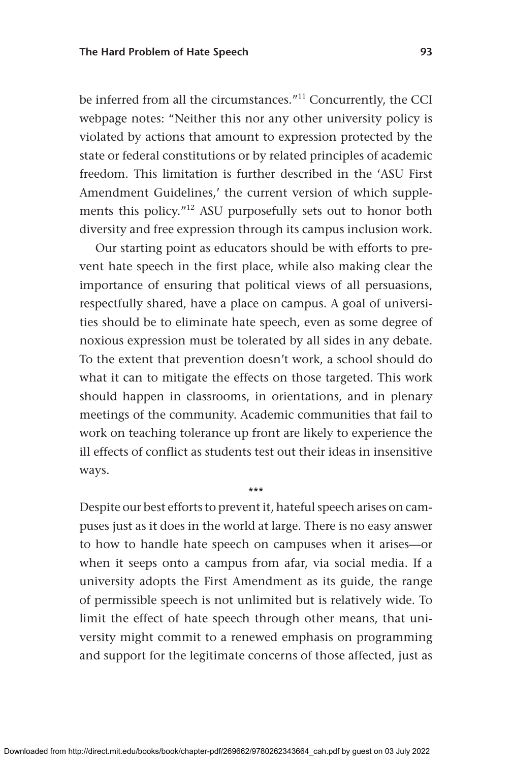be inferred from all the circumstances."[11] Concurrently, the CCI webpage notes: "Neither this nor any other university policy is violated by actions that amount to expression protected by the state or federal constitutions or by related principles of academic freedom. This limitation is further described in the 'ASU First Amendment Guidelines,' the current version of which supplements this policy."[12] ASU purposefully sets out to honor both diversity and free expression through its campus inclusion work.

Our starting point as educators should be with efforts to prevent hate speech in the first place, while also making clear the importance of ensuring that political views of all persuasions, respectfully shared, have a place on campus. A goal of universities should be to eliminate hate speech, even as some degree of noxious expression must be tolerated by all sides in any debate. To the extent that prevention doesn't work, a school should do what it can to mitigate the effects on those targeted. This work should happen in classrooms, in orientations, and in plenary meetings of the community. Academic communities that fail to work on teaching tolerance up front are likely to experience the ill effects of conflict as students test out their ideas in insensitive ways.

***

Despite our best efforts to prevent it, hateful speech arises on campuses just as it does in the world at large. There is no easy answer to how to handle hate speech on campuses when it arises—or when it seeps onto a campus from afar, via social media. If a university adopts the First Amendment as its guide, the range of permissible speech is not unlimited but is relatively wide. To limit the effect of hate speech through other means, that university might commit to a renewed emphasis on programming and support for the legitimate concerns of those affected, just as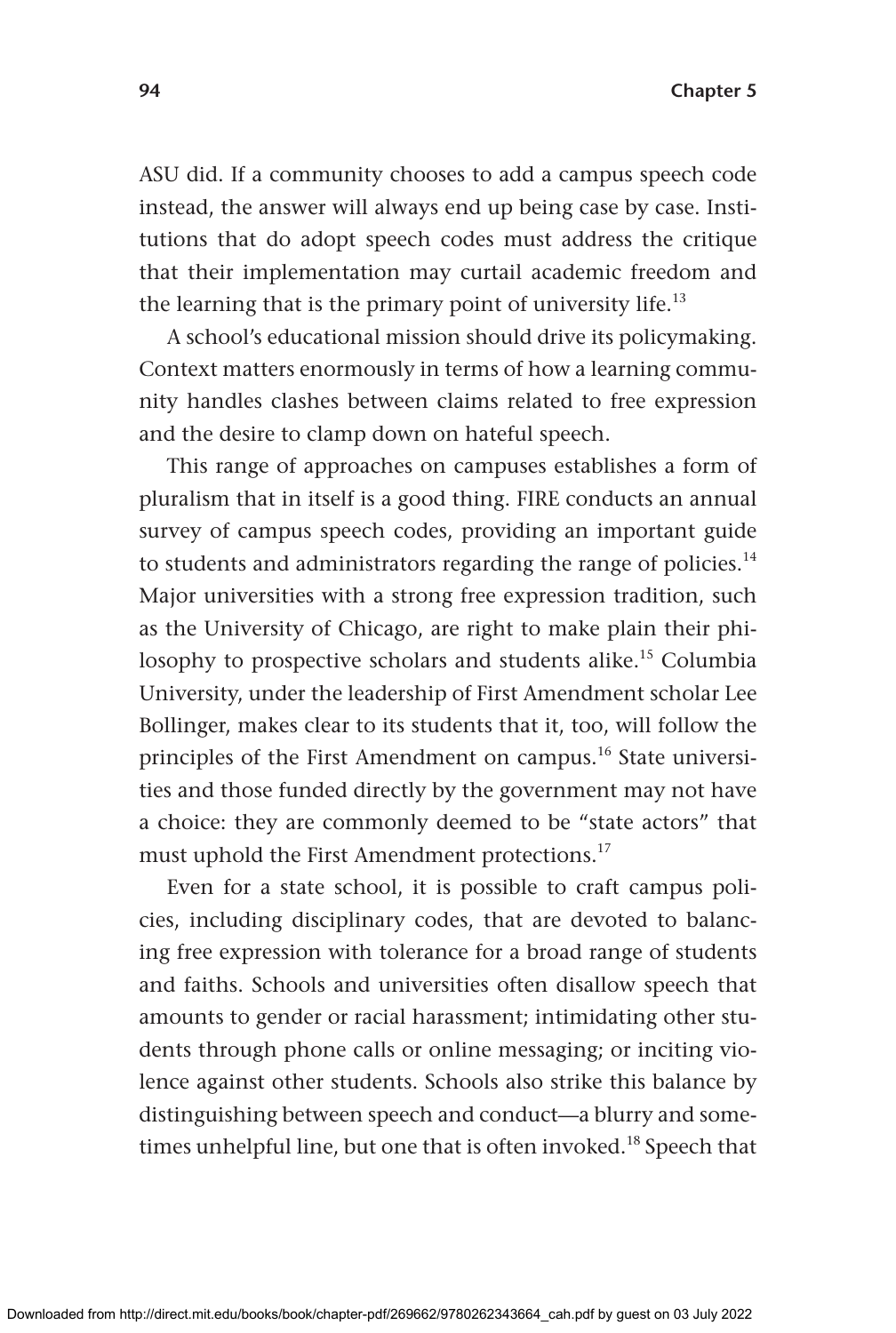ASU did. If a community chooses to add a campus speech code instead, the answer will always end up being case by case. Institutions that do adopt speech codes must address the critique that their implementation may curtail academic freedom and the learning that is the primary point of university life.[13]

A school's educational mission should drive its policymaking. Context matters enormously in terms of how a learning community handles clashes between claims related to free expression and the desire to clamp down on hateful speech.

This range of approaches on campuses establishes a form of pluralism that in itself is a good thing. FIRE conducts an annual survey of campus speech codes, providing an important guide to students and administrators regarding the range of policies.[14] Major universities with a strong free expression tradition, such as the University of Chicago, are right to make plain their philosophy to prospective scholars and students alike.[15] Columbia University, under the leadership of First Amendment scholar Lee Bollinger, makes clear to its students that it, too, will follow the principles of the First Amendment on campus.[16] State universities and those funded directly by the government may not have a choice: they are commonly deemed to be "state actors" that must uphold the First Amendment protections.[17]

Even for a state school, it is possible to craft campus policies, including disciplinary codes, that are devoted to balancing free expression with tolerance for a broad range of students and faiths. Schools and universities often disallow speech that amounts to gender or racial harassment; intimidating other students through phone calls or online messaging; or inciting violence against other students. Schools also strike this balance by distinguishing between speech and conduct—a blurry and sometimes unhelpful line, but one that is often invoked.[18] Speech that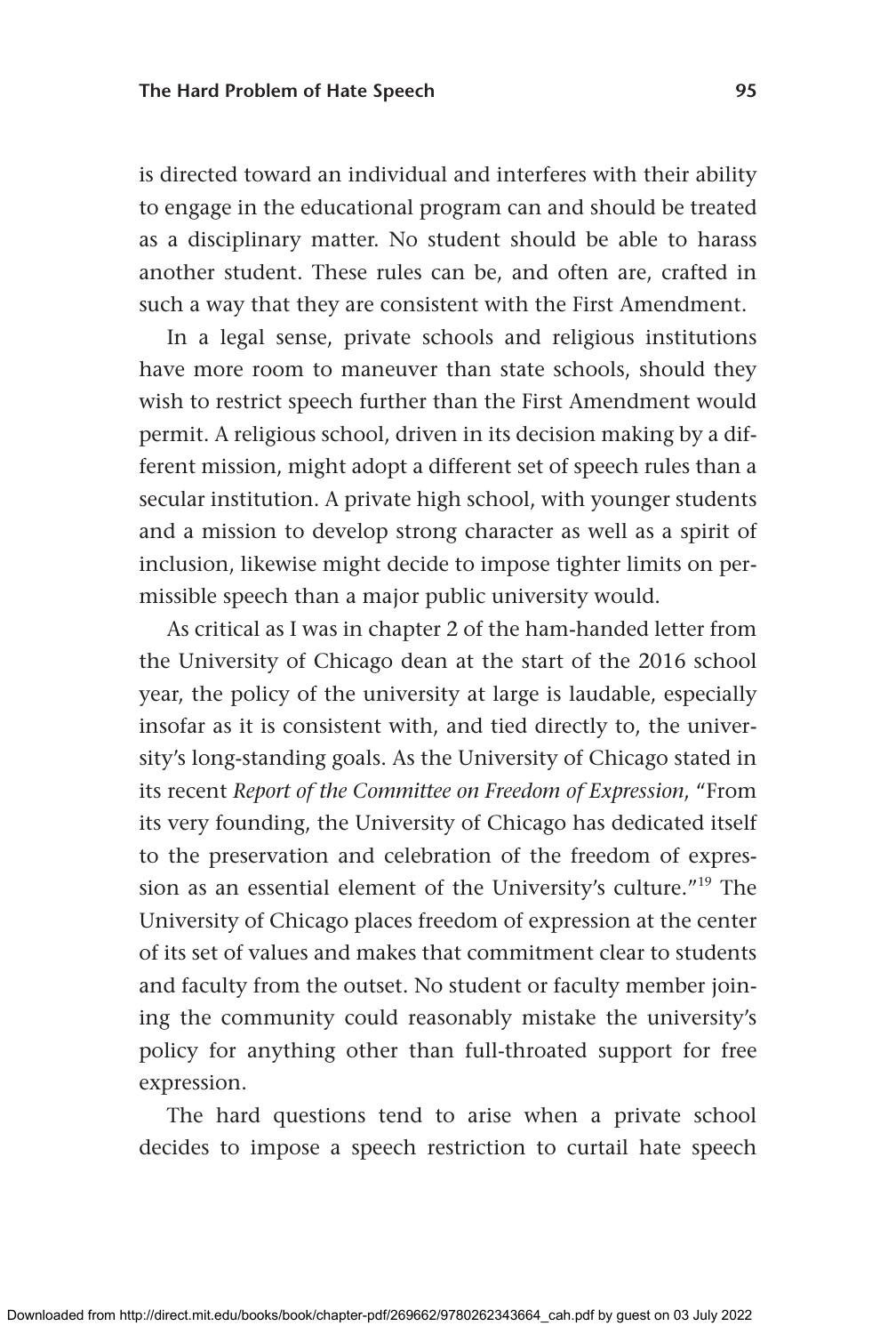is directed toward an individual and interferes with their ability to engage in the educational program can and should be treated as a disciplinary matter. No student should be able to harass another student. These rules can be, and often are, crafted in such a way that they are consistent with the First Amendment.

In a legal sense, private schools and religious institutions have more room to maneuver than state schools, should they wish to restrict speech further than the First Amendment would permit. A religious school, driven in its decision making by a different mission, might adopt a different set of speech rules than a secular institution. A private high school, with younger students and a mission to develop strong character as well as a spirit of inclusion, likewise might decide to impose tighter limits on permissible speech than a major public university would.

As critical as I was in chapter 2 of the ham-handed letter from the University of Chicago dean at the start of the 2016 school year, the policy of the university at large is laudable, especially insofar as it is consistent with, and tied directly to, the university's long-standing goals. As the University of Chicago stated in its recent *Report of the Committee on Freedom of Expression*, "From its very founding, the University of Chicago has dedicated itself to the preservation and celebration of the freedom of expression as an essential element of the University's culture."[19] The University of Chicago places freedom of expression at the center of its set of values and makes that commitment clear to students and faculty from the outset. No student or faculty member joining the community could reasonably mistake the university's policy for anything other than full-throated support for free expression.

The hard questions tend to arise when a private school decides to impose a speech restriction to curtail hate speech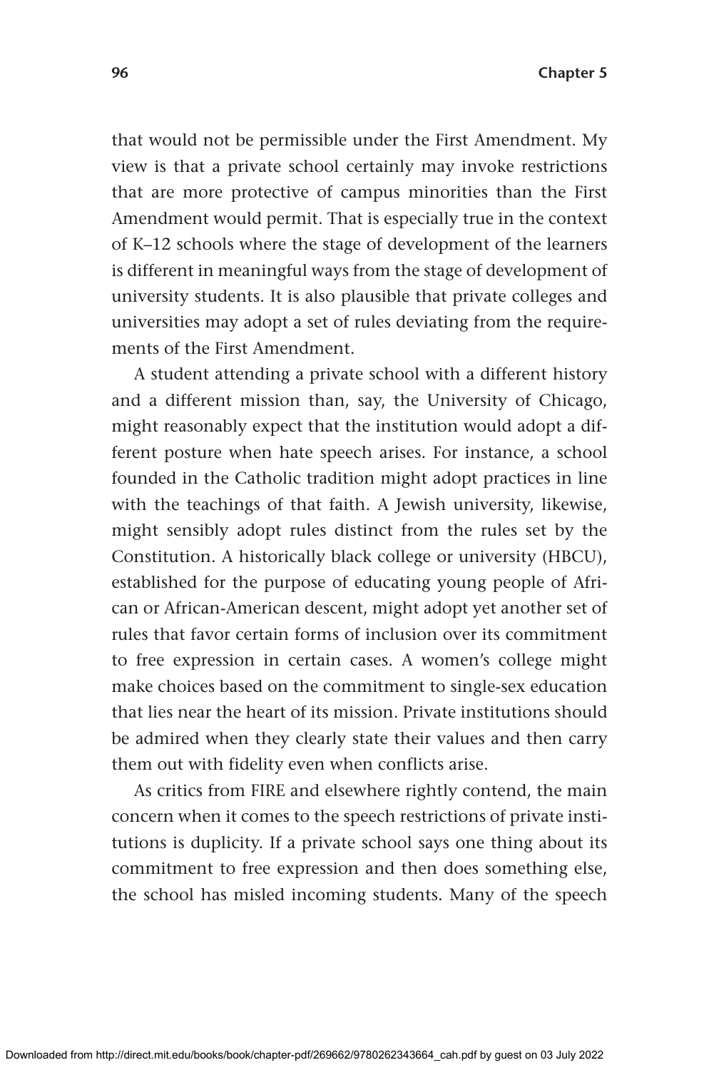that would not be permissible under the First Amendment. My view is that a private school certainly may invoke restrictions that are more protective of campus minorities than the First Amendment would permit. That is especially true in the context of K–12 schools where the stage of development of the learners is different in meaningful ways from the stage of development of university students. It is also plausible that private colleges and universities may adopt a set of rules deviating from the requirements of the First Amendment.

A student attending a private school with a different history and a different mission than, say, the University of Chicago, might reasonably expect that the institution would adopt a different posture when hate speech arises. For instance, a school founded in the Catholic tradition might adopt practices in line with the teachings of that faith. A Jewish university, likewise, might sensibly adopt rules distinct from the rules set by the Constitution. A historically black college or university (HBCU), established for the purpose of educating young people of African or African-American descent, might adopt yet another set of rules that favor certain forms of inclusion over its commitment to free expression in certain cases. A women's college might make choices based on the commitment to single-sex education that lies near the heart of its mission. Private institutions should be admired when they clearly state their values and then carry them out with fidelity even when conflicts arise.

As critics from FIRE and elsewhere rightly contend, the main concern when it comes to the speech restrictions of private institutions is duplicity. If a private school says one thing about its commitment to free expression and then does something else, the school has misled incoming students. Many of the speech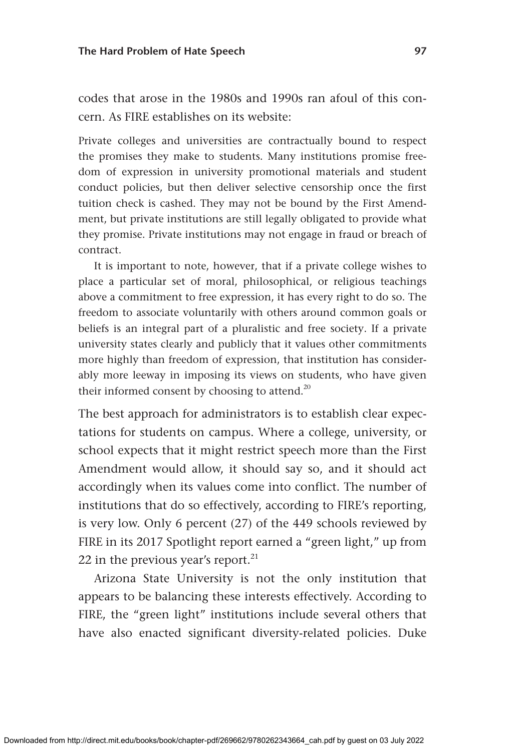codes that arose in the 1980s and 1990s ran afoul of this concern. As FIRE establishes on its website:

> Private colleges and universities are contractually bound to respect the promises they make to students. Many institutions promise freedom of expression in university promotional materials and student conduct policies, but then deliver selective censorship once the first tuition check is cashed. They may not be bound by the First Amendment, but private institutions are still legally obligated to provide what they promise. Private institutions may not engage in fraud or breach of contract.
>
> It is important to note, however, that if a private college wishes to place a particular set of moral, philosophical, or religious teachings above a commitment to free expression, it has every right to do so. The freedom to associate voluntarily with others around common goals or beliefs is an integral part of a pluralistic and free society. If a private university states clearly and publicly that it values other commitments more highly than freedom of expression, that institution has considerably more leeway in imposing its views on students, who have given their informed consent by choosing to attend.[20]

The best approach for administrators is to establish clear expectations for students on campus. Where a college, university, or school expects that it might restrict speech more than the First Amendment would allow, it should say so, and it should act accordingly when its values come into conflict. The number of institutions that do so effectively, according to FIRE's reporting, is very low. Only 6 percent (27) of the 449 schools reviewed by FIRE in its 2017 Spotlight report earned a "green light," up from 22 in the previous year's report.[21]

Arizona State University is not the only institution that appears to be balancing these interests effectively. According to FIRE, the "green light" institutions include several others that have also enacted significant diversity-related policies. Duke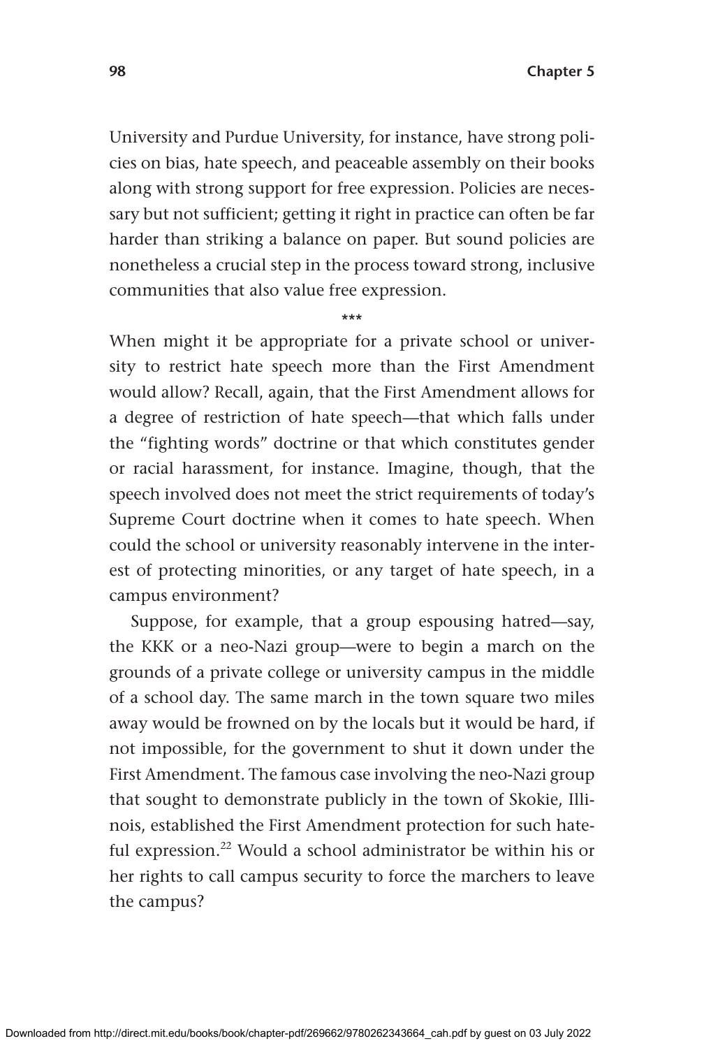University and Purdue University, for instance, have strong policies on bias, hate speech, and peaceable assembly on their books along with strong support for free expression. Policies are necessary but not sufficient; getting it right in practice can often be far harder than striking a balance on paper. But sound policies are nonetheless a crucial step in the process toward strong, inclusive communities that also value free expression.

***

When might it be appropriate for a private school or university to restrict hate speech more than the First Amendment would allow? Recall, again, that the First Amendment allows for a degree of restriction of hate speech—that which falls under the "fighting words" doctrine or that which constitutes gender or racial harassment, for instance. Imagine, though, that the speech involved does not meet the strict requirements of today's Supreme Court doctrine when it comes to hate speech. When could the school or university reasonably intervene in the interest of protecting minorities, or any target of hate speech, in a campus environment?

Suppose, for example, that a group espousing hatred—say, the KKK or a neo-Nazi group—were to begin a march on the grounds of a private college or university campus in the middle of a school day. The same march in the town square two miles away would be frowned on by the locals but it would be hard, if not impossible, for the government to shut it down under the First Amendment. The famous case involving the neo-Nazi group that sought to demonstrate publicly in the town of Skokie, Illinois, established the First Amendment protection for such hateful expression.[22] Would a school administrator be within his or her rights to call campus security to force the marchers to leave the campus?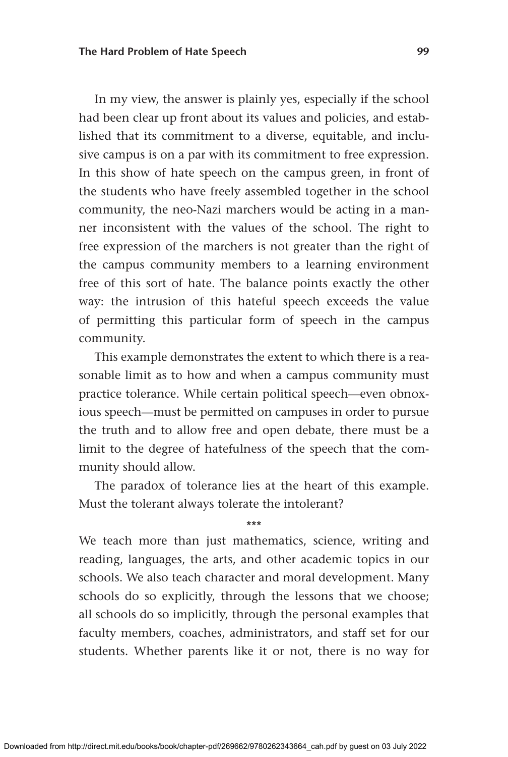In my view, the answer is plainly yes, especially if the school had been clear up front about its values and policies, and established that its commitment to a diverse, equitable, and inclusive campus is on a par with its commitment to free expression. In this show of hate speech on the campus green, in front of the students who have freely assembled together in the school community, the neo-Nazi marchers would be acting in a manner inconsistent with the values of the school. The right to free expression of the marchers is not greater than the right of the campus community members to a learning environment free of this sort of hate. The balance points exactly the other way: the intrusion of this hateful speech exceeds the value of permitting this particular form of speech in the campus community.

This example demonstrates the extent to which there is a reasonable limit as to how and when a campus community must practice tolerance. While certain political speech—even obnoxious speech—must be permitted on campuses in order to pursue the truth and to allow free and open debate, there must be a limit to the degree of hatefulness of the speech that the community should allow.

The paradox of tolerance lies at the heart of this example. Must the tolerant always tolerate the intolerant?

***

We teach more than just mathematics, science, writing and reading, languages, the arts, and other academic topics in our schools. We also teach character and moral development. Many schools do so explicitly, through the lessons that we choose; all schools do so implicitly, through the personal examples that faculty members, coaches, administrators, and staff set for our students. Whether parents like it or not, there is no way for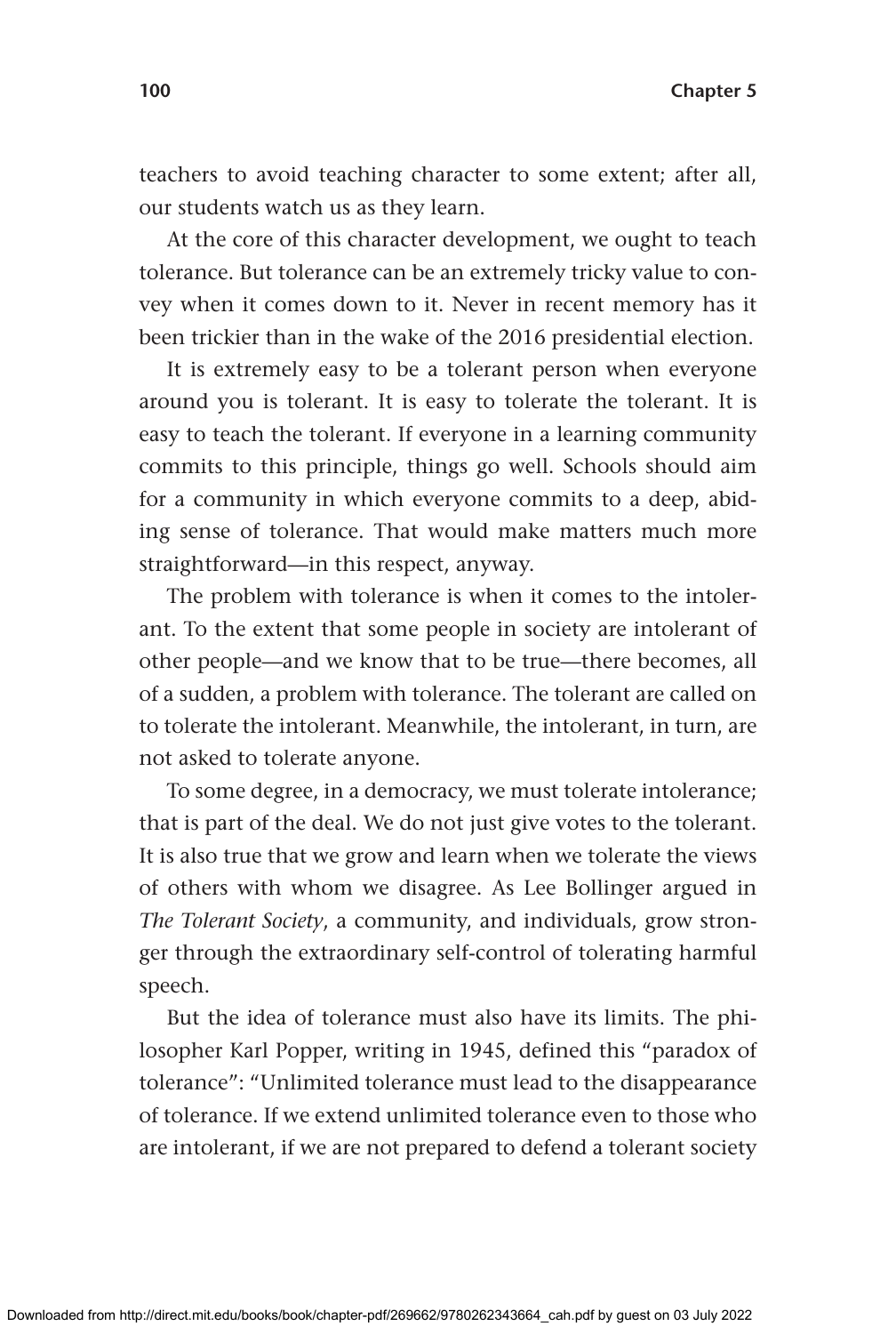teachers to avoid teaching character to some extent; after all, our students watch us as they learn.

At the core of this character development, we ought to teach tolerance. But tolerance can be an extremely tricky value to convey when it comes down to it. Never in recent memory has it been trickier than in the wake of the 2016 presidential election.

It is extremely easy to be a tolerant person when everyone around you is tolerant. It is easy to tolerate the tolerant. It is easy to teach the tolerant. If everyone in a learning community commits to this principle, things go well. Schools should aim for a community in which everyone commits to a deep, abiding sense of tolerance. That would make matters much more straightforward—in this respect, anyway.

The problem with tolerance is when it comes to the intolerant. To the extent that some people in society are intolerant of other people—and we know that to be true—there becomes, all of a sudden, a problem with tolerance. The tolerant are called on to tolerate the intolerant. Meanwhile, the intolerant, in turn, are not asked to tolerate anyone.

To some degree, in a democracy, we must tolerate intolerance; that is part of the deal. We do not just give votes to the tolerant. It is also true that we grow and learn when we tolerate the views of others with whom we disagree. As Lee Bollinger argued in *The Tolerant Society*, a community, and individuals, grow stronger through the extraordinary self-control of tolerating harmful speech.

But the idea of tolerance must also have its limits. The philosopher Karl Popper, writing in 1945, defined this "paradox of tolerance": "Unlimited tolerance must lead to the disappearance of tolerance. If we extend unlimited tolerance even to those who are intolerant, if we are not prepared to defend a tolerant society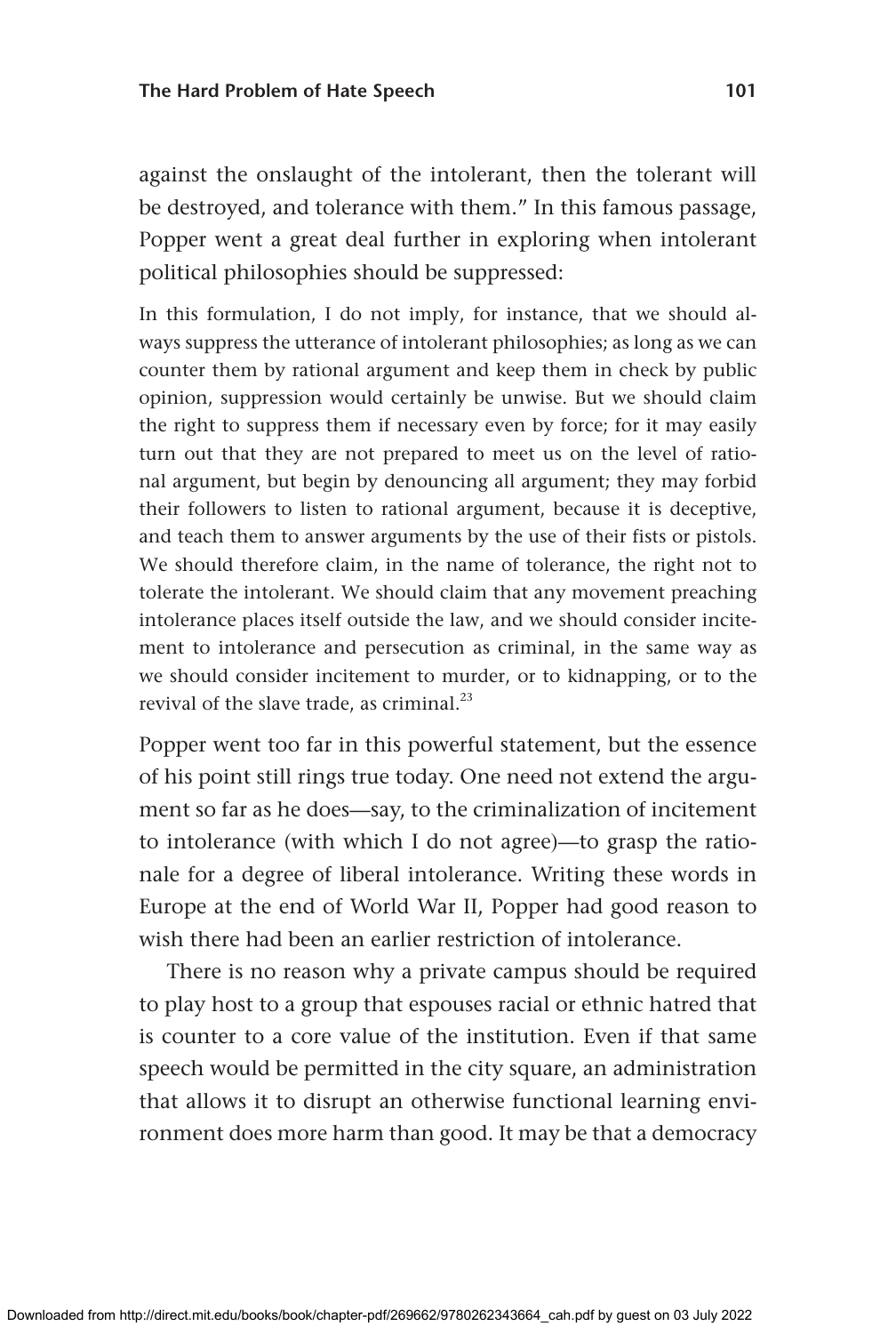against the onslaught of the intolerant, then the tolerant will be destroyed, and tolerance with them." In this famous passage, Popper went a great deal further in exploring when intolerant political philosophies should be suppressed:

> In this formulation, I do not imply, for instance, that we should always suppress the utterance of intolerant philosophies; as long as we can counter them by rational argument and keep them in check by public opinion, suppression would certainly be unwise. But we should claim the right to suppress them if necessary even by force; for it may easily turn out that they are not prepared to meet us on the level of rational argument, but begin by denouncing all argument; they may forbid their followers to listen to rational argument, because it is deceptive, and teach them to answer arguments by the use of their fists or pistols. We should therefore claim, in the name of tolerance, the right not to tolerate the intolerant. We should claim that any movement preaching intolerance places itself outside the law, and we should consider incitement to intolerance and persecution as criminal, in the same way as we should consider incitement to murder, or to kidnapping, or to the revival of the slave trade, as criminal.[23]

Popper went too far in this powerful statement, but the essence of his point still rings true today. One need not extend the argument so far as he does—say, to the criminalization of incitement to intolerance (with which I do not agree)—to grasp the rationale for a degree of liberal intolerance. Writing these words in Europe at the end of World War II, Popper had good reason to wish there had been an earlier restriction of intolerance.

There is no reason why a private campus should be required to play host to a group that espouses racial or ethnic hatred that is counter to a core value of the institution. Even if that same speech would be permitted in the city square, an administration that allows it to disrupt an otherwise functional learning environment does more harm than good. It may be that a democracy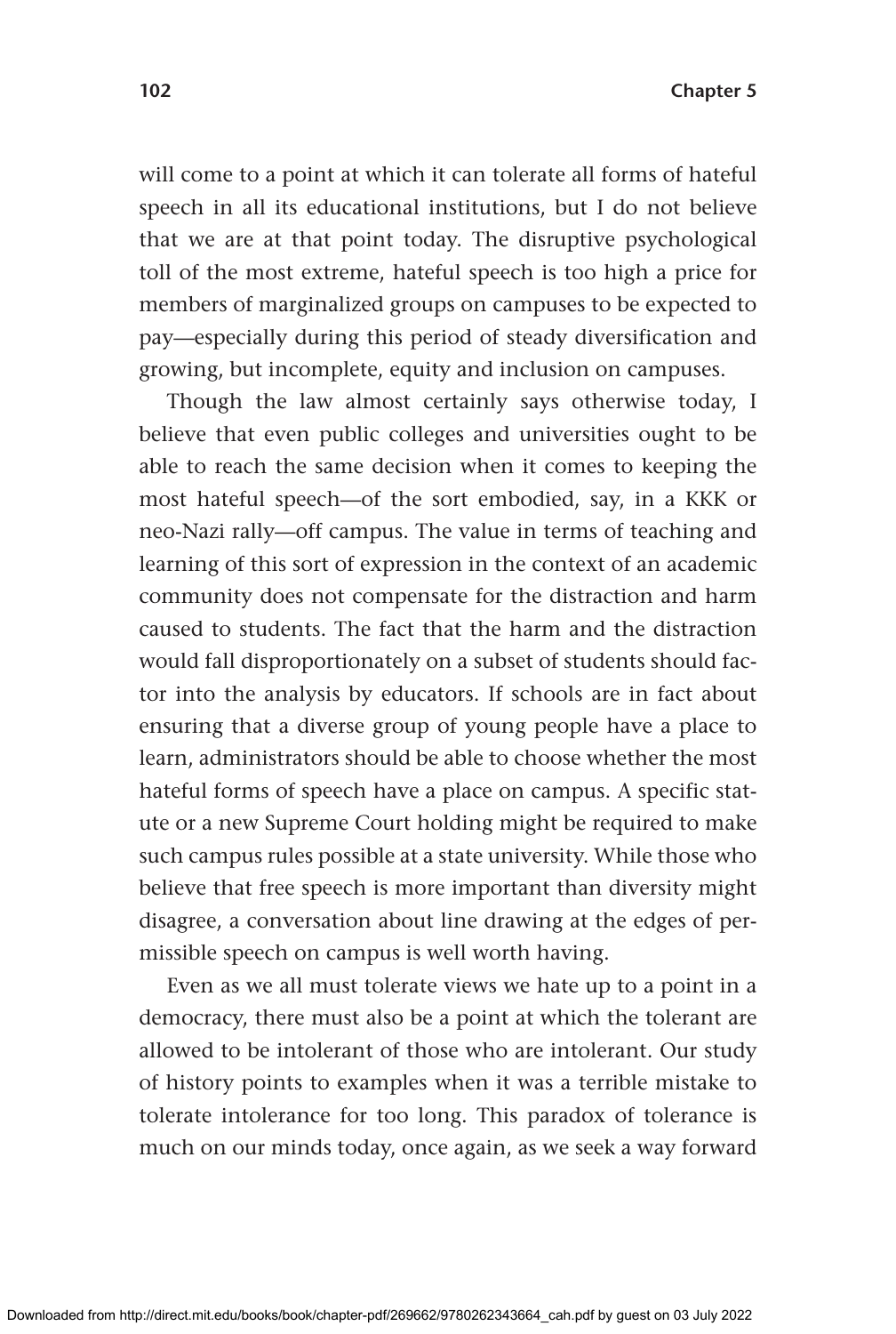will come to a point at which it can tolerate all forms of hateful speech in all its educational institutions, but I do not believe that we are at that point today. The disruptive psychological toll of the most extreme, hateful speech is too high a price for members of marginalized groups on campuses to be expected to pay—especially during this period of steady diversification and growing, but incomplete, equity and inclusion on campuses.

Though the law almost certainly says otherwise today, I believe that even public colleges and universities ought to be able to reach the same decision when it comes to keeping the most hateful speech—of the sort embodied, say, in a KKK or neo-Nazi rally—off campus. The value in terms of teaching and learning of this sort of expression in the context of an academic community does not compensate for the distraction and harm caused to students. The fact that the harm and the distraction would fall disproportionately on a subset of students should factor into the analysis by educators. If schools are in fact about ensuring that a diverse group of young people have a place to learn, administrators should be able to choose whether the most hateful forms of speech have a place on campus. A specific statute or a new Supreme Court holding might be required to make such campus rules possible at a state university. While those who believe that free speech is more important than diversity might disagree, a conversation about line drawing at the edges of permissible speech on campus is well worth having.

Even as we all must tolerate views we hate up to a point in a democracy, there must also be a point at which the tolerant are allowed to be intolerant of those who are intolerant. Our study of history points to examples when it was a terrible mistake to tolerate intolerance for too long. This paradox of tolerance is much on our minds today, once again, as we seek a way forward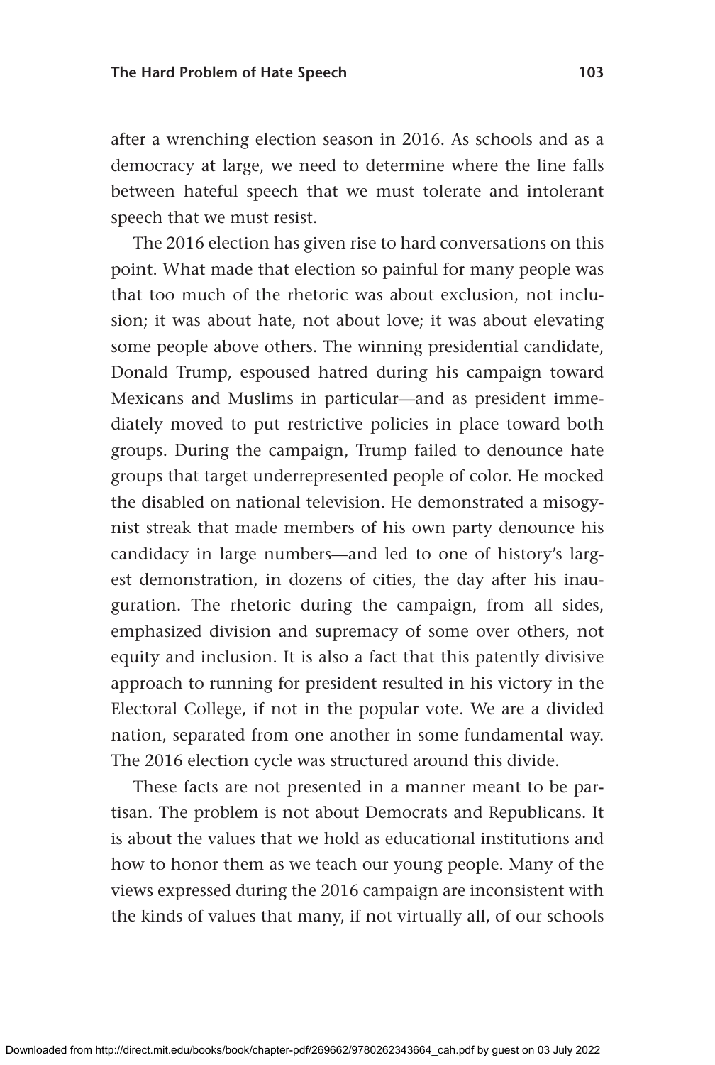after a wrenching election season in 2016. As schools and as a democracy at large, we need to determine where the line falls between hateful speech that we must tolerate and intolerant speech that we must resist.

The 2016 election has given rise to hard conversations on this point. What made that election so painful for many people was that too much of the rhetoric was about exclusion, not inclusion; it was about hate, not about love; it was about elevating some people above others. The winning presidential candidate, Donald Trump, espoused hatred during his campaign toward Mexicans and Muslims in particular—and as president immediately moved to put restrictive policies in place toward both groups. During the campaign, Trump failed to denounce hate groups that target underrepresented people of color. He mocked the disabled on national television. He demonstrated a misogynist streak that made members of his own party denounce his candidacy in large numbers—and led to one of history's largest demonstration, in dozens of cities, the day after his inauguration. The rhetoric during the campaign, from all sides, emphasized division and supremacy of some over others, not equity and inclusion. It is also a fact that this patently divisive approach to running for president resulted in his victory in the Electoral College, if not in the popular vote. We are a divided nation, separated from one another in some fundamental way. The 2016 election cycle was structured around this divide.

These facts are not presented in a manner meant to be partisan. The problem is not about Democrats and Republicans. It is about the values that we hold as educational institutions and how to honor them as we teach our young people. Many of the views expressed during the 2016 campaign are inconsistent with the kinds of values that many, if not virtually all, of our schools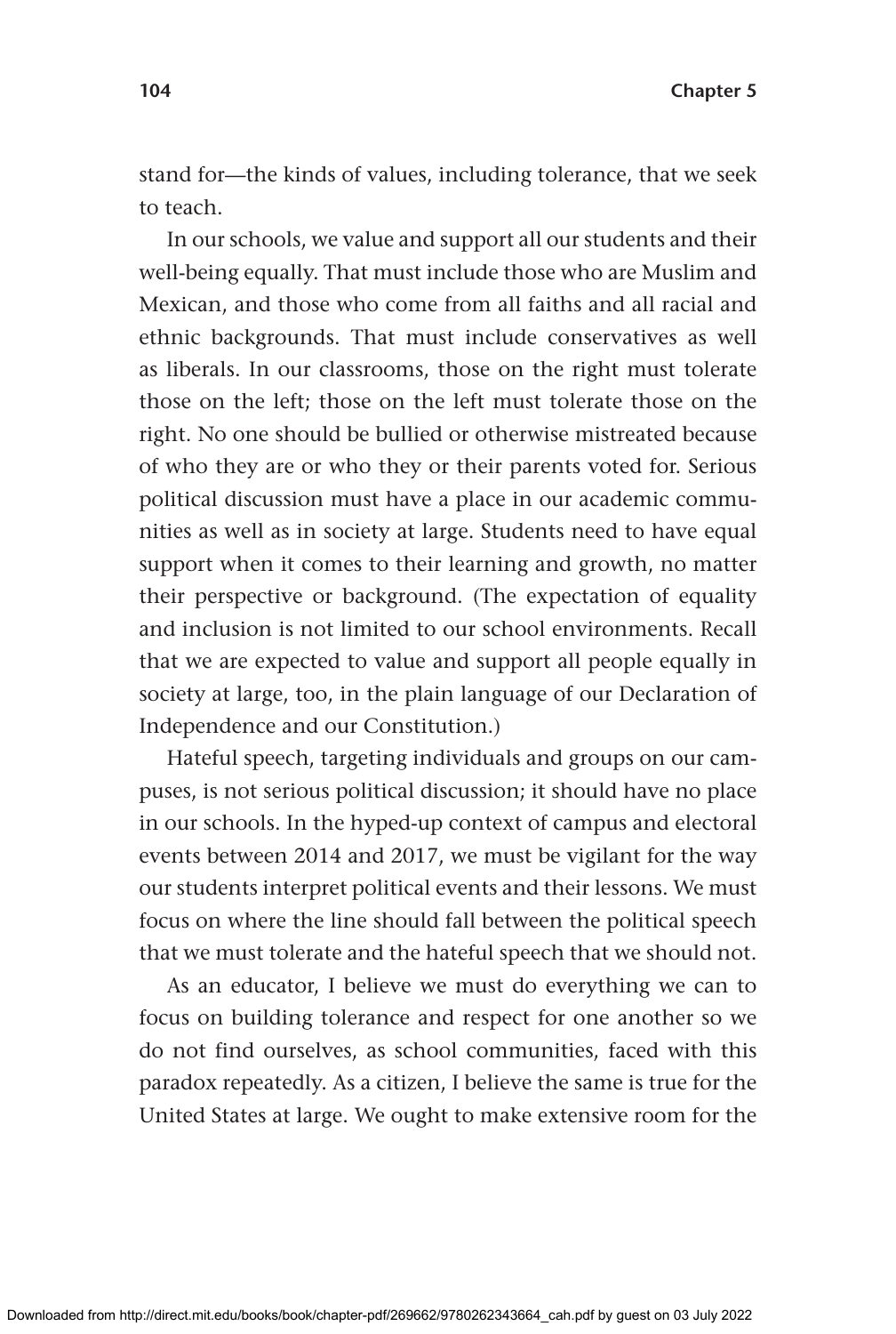stand for—the kinds of values, including tolerance, that we seek to teach.

In our schools, we value and support all our students and their well-being equally. That must include those who are Muslim and Mexican, and those who come from all faiths and all racial and ethnic backgrounds. That must include conservatives as well as liberals. In our classrooms, those on the right must tolerate those on the left; those on the left must tolerate those on the right. No one should be bullied or otherwise mistreated because of who they are or who they or their parents voted for. Serious political discussion must have a place in our academic communities as well as in society at large. Students need to have equal support when it comes to their learning and growth, no matter their perspective or background. (The expectation of equality and inclusion is not limited to our school environments. Recall that we are expected to value and support all people equally in society at large, too, in the plain language of our Declaration of Independence and our Constitution.)

Hateful speech, targeting individuals and groups on our campuses, is not serious political discussion; it should have no place in our schools. In the hyped-up context of campus and electoral events between 2014 and 2017, we must be vigilant for the way our students interpret political events and their lessons. We must focus on where the line should fall between the political speech that we must tolerate and the hateful speech that we should not.

As an educator, I believe we must do everything we can to focus on building tolerance and respect for one another so we do not find ourselves, as school communities, faced with this paradox repeatedly. As a citizen, I believe the same is true for the United States at large. We ought to make extensive room for the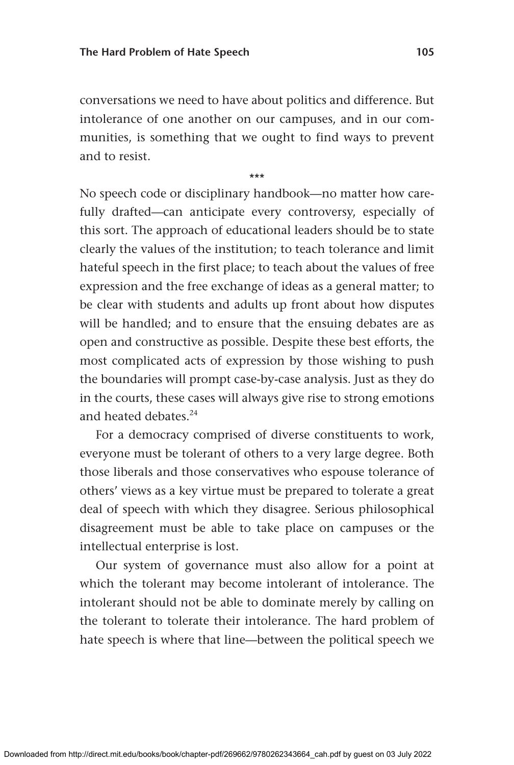conversations we need to have about politics and difference. But intolerance of one another on our campuses, and in our communities, is something that we ought to find ways to prevent and to resist.

***

No speech code or disciplinary handbook—no matter how carefully drafted—can anticipate every controversy, especially of this sort. The approach of educational leaders should be to state clearly the values of the institution; to teach tolerance and limit hateful speech in the first place; to teach about the values of free expression and the free exchange of ideas as a general matter; to be clear with students and adults up front about how disputes will be handled; and to ensure that the ensuing debates are as open and constructive as possible. Despite these best efforts, the most complicated acts of expression by those wishing to push the boundaries will prompt case-by-case analysis. Just as they do in the courts, these cases will always give rise to strong emotions and heated debates.[24]

For a democracy comprised of diverse constituents to work, everyone must be tolerant of others to a very large degree. Both those liberals and those conservatives who espouse tolerance of others' views as a key virtue must be prepared to tolerate a great deal of speech with which they disagree. Serious philosophical disagreement must be able to take place on campuses or the intellectual enterprise is lost.

Our system of governance must also allow for a point at which the tolerant may become intolerant of intolerance. The intolerant should not be able to dominate merely by calling on the tolerant to tolerate their intolerance. The hard problem of hate speech is where that line—between the political speech we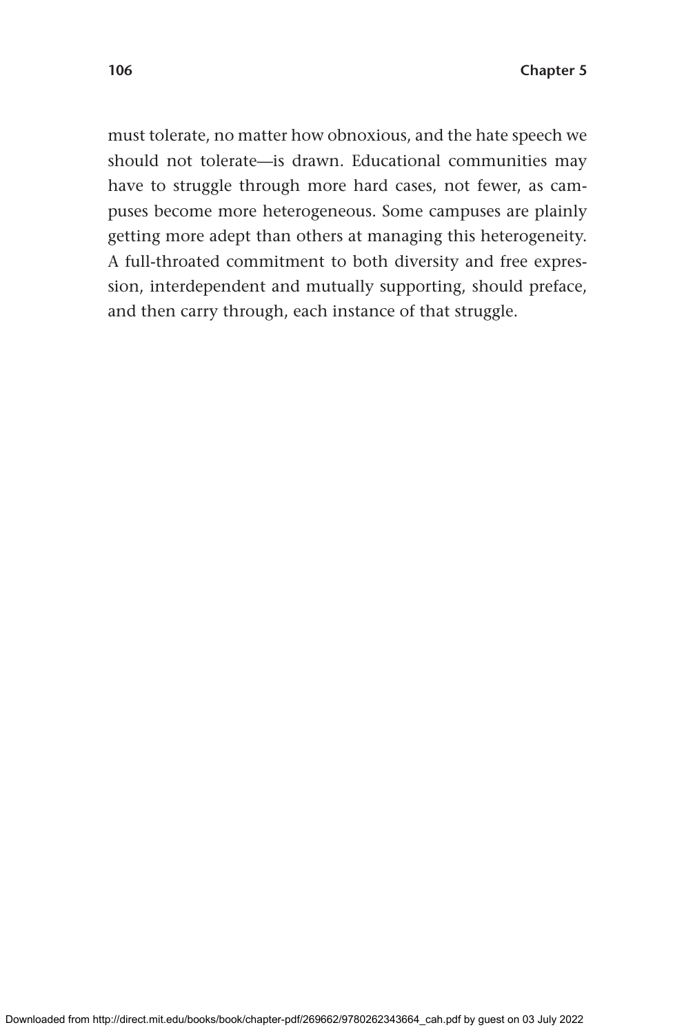must tolerate, no matter how obnoxious, and the hate speech we should not tolerate—is drawn. Educational communities may have to struggle through more hard cases, not fewer, as campuses become more heterogeneous. Some campuses are plainly getting more adept than others at managing this heterogeneity. A full-throated commitment to both diversity and free expression, interdependent and mutually supporting, should preface, and then carry through, each instance of that struggle.